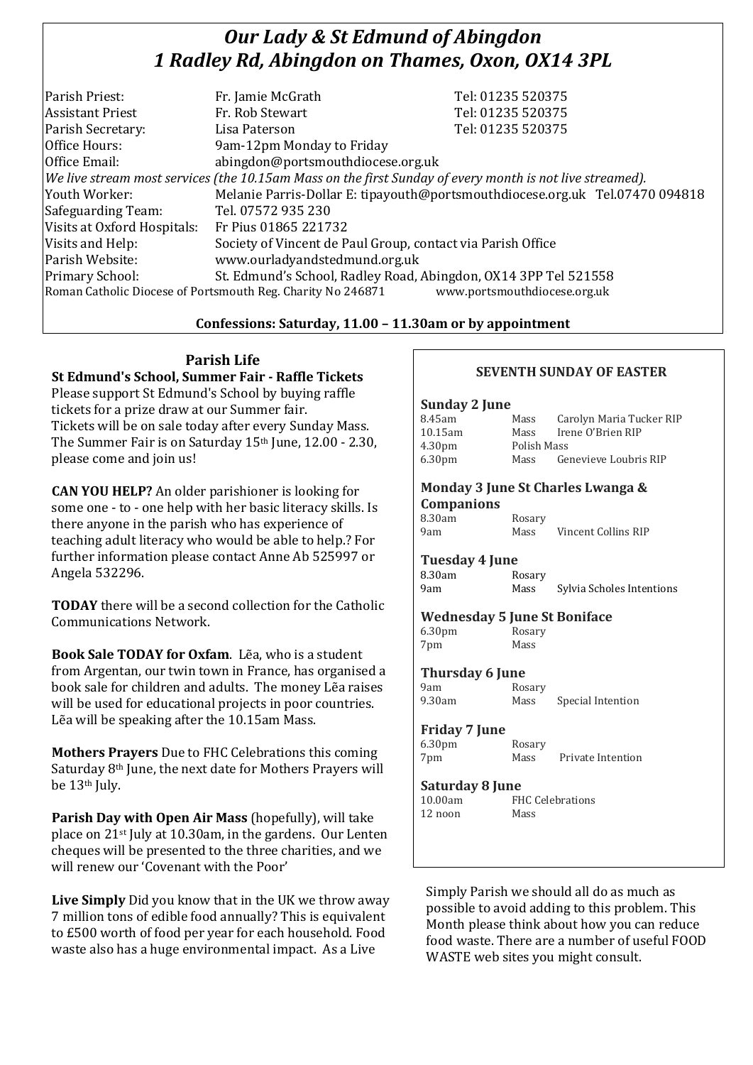# *Our Lady & St Edmund of Abingdon*
# *1 Radley Rd, Abingdon on Thames, Oxon, OX14 3PL*

| | | |
|---|---|---|
| Parish Priest: | Fr. Jamie McGrath | Tel: 01235 520375 |
| Assistant Priest | Fr. Rob Stewart | Tel: 01235 520375 |
| Parish Secretary: | Lisa Paterson | Tel: 01235 520375 |
| Office Hours: | 9am-12pm Monday to Friday | |
| Office Email: | abingdon@portsmouthdiocese.org.uk | |

*We live stream most services (the 10.15am Mass on the first Sunday of every month is not live streamed).*

| | |
|---|---|
| Youth Worker: | Melanie Parris-Dollar E: tipayouth@portsmouthdiocese.org.uk Tel.07470 094818 |
| Safeguarding Team: | Tel. 07572 935 230 |
| Visits at Oxford Hospitals: | Fr Pius 01865 221732 |
| Visits and Help: | Society of Vincent de Paul Group, contact via Parish Office |
| Parish Website: | www.ourladyandstedmund.org.uk |
| Primary School: | St. Edmund's School, Radley Road, Abingdon, OX14 3PP Tel 521558 |

Roman Catholic Diocese of Portsmouth Reg. Charity No 246871 www.portsmouthdiocese.org.uk

**Confessions: Saturday, 11.00 – 11.30am or by appointment**

## Parish Life

**St Edmund's School, Summer Fair - Raffle Tickets**
Please support St Edmund's School by buying raffle tickets for a prize draw at our Summer fair. Tickets will be on sale today after every Sunday Mass. The Summer Fair is on Saturday 15th June, 12.00 - 2.30, please come and join us!

**CAN YOU HELP?** An older parishioner is looking for some one - to - one help with her basic literacy skills. Is there anyone in the parish who has experience of teaching adult literacy who would be able to help.? For further information please contact Anne Ab 525997 or Angela 532296.

**TODAY** there will be a second collection for the Catholic Communications Network.

**Book Sale TODAY for Oxfam**. Lẽa, who is a student from Argentan, our twin town in France, has organised a book sale for children and adults. The money Lẽa raises will be used for educational projects in poor countries. Lẽa will be speaking after the 10.15am Mass.

**Mothers Prayers** Due to FHC Celebrations this coming Saturday 8th June, the next date for Mothers Prayers will be 13th July.

**Parish Day with Open Air Mass** (hopefully), will take place on 21st July at 10.30am, in the gardens. Our Lenten cheques will be presented to the three charities, and we will renew our 'Covenant with the Poor'

**Live Simply** Did you know that in the UK we throw away 7 million tons of edible food annually? This is equivalent to £500 worth of food per year for each household. Food waste also has a huge environmental impact. As a Live Simply Parish we should all do as much as possible to avoid adding to this problem. This Month please think about how you can reduce food waste. There are a number of useful FOOD WASTE web sites you might consult.

### SEVENTH SUNDAY OF EASTER

**Sunday 2 June**

| | | |
|---|---|---|
| 8.45am | Mass | Carolyn Maria Tucker RIP |
| 10.15am | Mass | Irene O'Brien RIP |
| 4.30pm | Polish Mass | |
| 6.30pm | Mass | Genevieve Loubris RIP |

**Monday 3 June St Charles Lwanga & Companions**

| | | |
|---|---|---|
| 8.30am | Rosary | |
| 9am | Mass | Vincent Collins RIP |

**Tuesday 4 June**

| | | |
|---|---|---|
| 8.30am | Rosary | |
| 9am | Mass | Sylvia Scholes Intentions |

**Wednesday 5 June St Boniface**

| | | |
|---|---|---|
| 6.30pm | Rosary | |
| 7pm | Mass | |

**Thursday 6 June**

| | | |
|---|---|---|
| 9am | Rosary | |
| 9.30am | Mass | Special Intention |

**Friday 7 June**

| | | |
|---|---|---|
| 6.30pm | Rosary | |
| 7pm | Mass | Private Intention |

**Saturday 8 June**

| | |
|---|---|
| 10.00am | FHC Celebrations |
| 12 noon | Mass |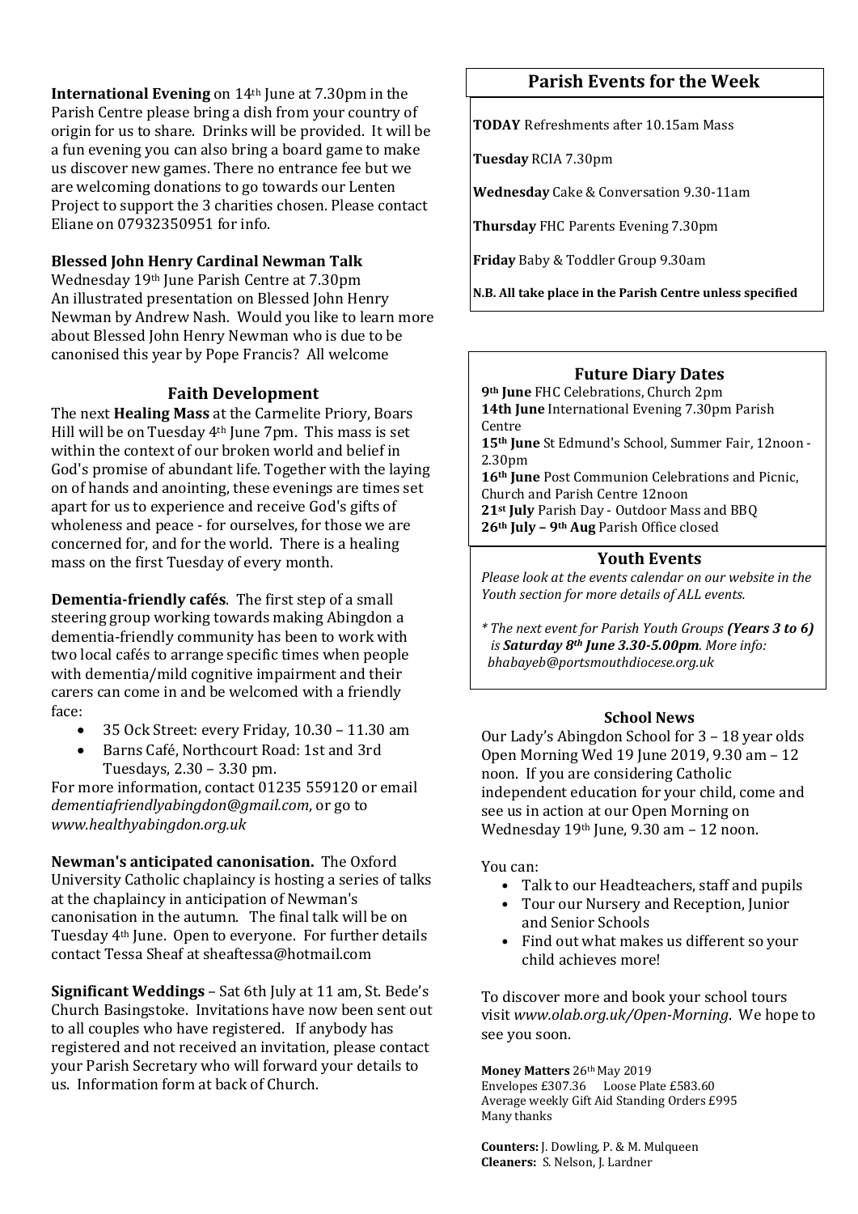**International Evening** on 14th June at 7.30pm in the Parish Centre please bring a dish from your country of origin for us to share. Drinks will be provided. It will be a fun evening you can also bring a board game to make us discover new games. There no entrance fee but we are welcoming donations to go towards our Lenten Project to support the 3 charities chosen. Please contact Eliane on 07932350951 for info.

**Blessed John Henry Cardinal Newman Talk**
Wednesday 19th June Parish Centre at 7.30pm
An illustrated presentation on Blessed John Henry Newman by Andrew Nash. Would you like to learn more about Blessed John Henry Newman who is due to be canonised this year by Pope Francis? All welcome

### Faith Development

The next **Healing Mass** at the Carmelite Priory, Boars Hill will be on Tuesday 4th June 7pm. This mass is set within the context of our broken world and belief in God's promise of abundant life. Together with the laying on of hands and anointing, these evenings are times set apart for us to experience and receive God's gifts of wholeness and peace - for ourselves, for those we are concerned for, and for the world. There is a healing mass on the first Tuesday of every month.

**Dementia-friendly cafés**. The first step of a small steering group working towards making Abingdon a dementia-friendly community has been to work with two local cafés to arrange specific times when people with dementia/mild cognitive impairment and their carers can come in and be welcomed with a friendly face:

- 35 Ock Street: every Friday, 10.30 – 11.30 am
- Barns Café, Northcourt Road: 1st and 3rd Tuesdays, 2.30 – 3.30 pm.

For more information, contact 01235 559120 or email *dementiafriendlyabingdon@gmail.com*, or go to *www.healthyabingdon.org.uk*

**Newman's anticipated canonisation.** The Oxford University Catholic chaplaincy is hosting a series of talks at the chaplaincy in anticipation of Newman's canonisation in the autumn. The final talk will be on Tuesday 4th June. Open to everyone. For further details contact Tessa Sheaf at sheaftessa@hotmail.com

**Significant Weddings** – Sat 6th July at 11 am, St. Bede's Church Basingstoke. Invitations have now been sent out to all couples who have registered. If anybody has registered and not received an invitation, please contact your Parish Secretary who will forward your details to us. Information form at back of Church.

## Parish Events for the Week

**TODAY** Refreshments after 10.15am Mass

**Tuesday** RCIA 7.30pm

**Wednesday** Cake & Conversation 9.30-11am

**Thursday** FHC Parents Evening 7.30pm

**Friday** Baby & Toddler Group 9.30am

**N.B. All take place in the Parish Centre unless specified**

### Future Diary Dates

**9th June** FHC Celebrations, Church 2pm
**14th June** International Evening 7.30pm Parish Centre
**15th June** St Edmund's School, Summer Fair, 12noon - 2.30pm
**16th June** Post Communion Celebrations and Picnic, Church and Parish Centre 12noon
**21st July** Parish Day - Outdoor Mass and BBQ
**26th July – 9th Aug** Parish Office closed

### Youth Events

*Please look at the events calendar on our website in the Youth section for more details of ALL events.*

*\* The next event for Parish Youth Groups **(Years 3 to 6)** is **Saturday 8th June 3.30-5.00pm**. More info: bhabayeb@portsmouthdiocese.org.uk*

### School News

Our Lady's Abingdon School for 3 – 18 year olds Open Morning Wed 19 June 2019, 9.30 am – 12 noon. If you are considering Catholic independent education for your child, come and see us in action at our Open Morning on Wednesday 19th June, 9.30 am – 12 noon.

You can:

- Talk to our Headteachers, staff and pupils
- Tour our Nursery and Reception, Junior and Senior Schools
- Find out what makes us different so your child achieves more!

To discover more and book your school tours visit *www.olab.org.uk/Open-Morning*. We hope to see you soon.

**Money Matters** 26th May 2019
Envelopes £307.36 Loose Plate £583.60
Average weekly Gift Aid Standing Orders £995
Many thanks

**Counters:** J. Dowling, P. & M. Mulqueen
**Cleaners:** S. Nelson, J. Lardner